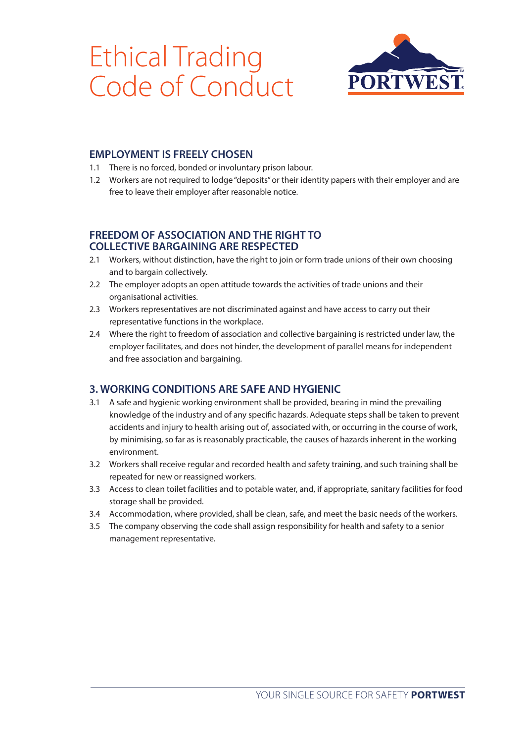# Ethical Trading Code of Conduct

## EMPLOYMENT IS FREELY CHOSEN

1.1 There is no forced, bonded or involuntary prison labour.

1.2 Workers are not required to lodge "deposits" or their identity papers with their employer and are free to leave their employer after reasonable notice.

## FREEDOM OF ASSOCIATION AND THE RIGHT TO COLLECTIVE BARGAINING ARE RESPECTED

2.1 Workers, without distinction, have the right to join or form trade unions of their own choosing and to bargain collectively.

2.2 The employer adopts an open attitude towards the activities of trade unions and their organisational activities.

2.3 Workers representatives are not discriminated against and have access to carry out their representative functions in the workplace.

2.4 Where the right to freedom of association and collective bargaining is restricted under law, the employer facilitates, and does not hinder, the development of parallel means for independent and free association and bargaining.

## 3. WORKING CONDITIONS ARE SAFE AND HYGIENIC

3.1 A safe and hygienic working environment shall be provided, bearing in mind the prevailing knowledge of the industry and of any specific hazards. Adequate steps shall be taken to prevent accidents and injury to health arising out of, associated with, or occurring in the course of work, by minimising, so far as is reasonably practicable, the causes of hazards inherent in the working environment.

3.2 Workers shall receive regular and recorded health and safety training, and such training shall be repeated for new or reassigned workers.

3.3 Access to clean toilet facilities and to potable water, and, if appropriate, sanitary facilities for food storage shall be provided.

3.4 Accommodation, where provided, shall be clean, safe, and meet the basic needs of the workers.

3.5 The company observing the code shall assign responsibility for health and safety to a senior management representative.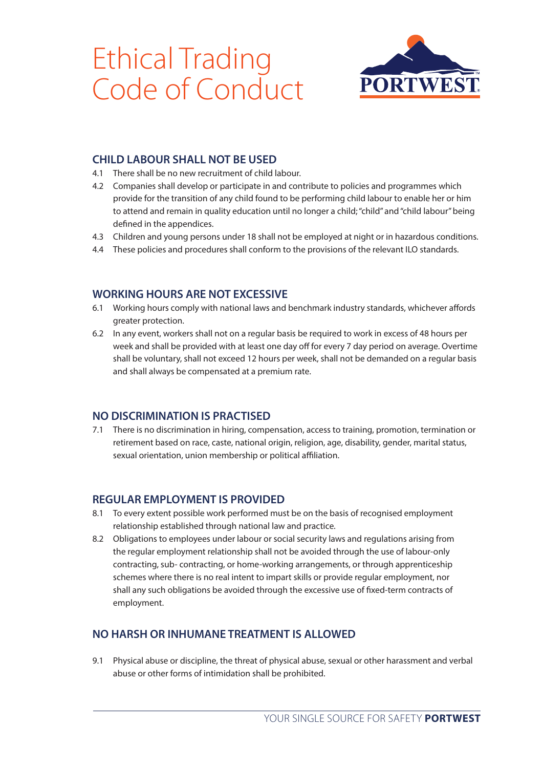# Ethical Trading Code of Conduct

## CHILD LABOUR SHALL NOT BE USED

4.1 There shall be no new recruitment of child labour.

4.2 Companies shall develop or participate in and contribute to policies and programmes which provide for the transition of any child found to be performing child labour to enable her or him to attend and remain in quality education until no longer a child; "child" and "child labour" being defined in the appendices.

4.3 Children and young persons under 18 shall not be employed at night or in hazardous conditions.

4.4 These policies and procedures shall conform to the provisions of the relevant ILO standards.

## WORKING HOURS ARE NOT EXCESSIVE

6.1 Working hours comply with national laws and benchmark industry standards, whichever affords greater protection.

6.2 In any event, workers shall not on a regular basis be required to work in excess of 48 hours per week and shall be provided with at least one day off for every 7 day period on average. Overtime shall be voluntary, shall not exceed 12 hours per week, shall not be demanded on a regular basis and shall always be compensated at a premium rate.

## NO DISCRIMINATION IS PRACTISED

7.1 There is no discrimination in hiring, compensation, access to training, promotion, termination or retirement based on race, caste, national origin, religion, age, disability, gender, marital status, sexual orientation, union membership or political affiliation.

## REGULAR EMPLOYMENT IS PROVIDED

8.1 To every extent possible work performed must be on the basis of recognised employment relationship established through national law and practice.

8.2 Obligations to employees under labour or social security laws and regulations arising from the regular employment relationship shall not be avoided through the use of labour-only contracting, sub- contracting, or home-working arrangements, or through apprenticeship schemes where there is no real intent to impart skills or provide regular employment, nor shall any such obligations be avoided through the excessive use of fixed-term contracts of employment.

## NO HARSH OR INHUMANE TREATMENT IS ALLOWED

9.1 Physical abuse or discipline, the threat of physical abuse, sexual or other harassment and verbal abuse or other forms of intimidation shall be prohibited.